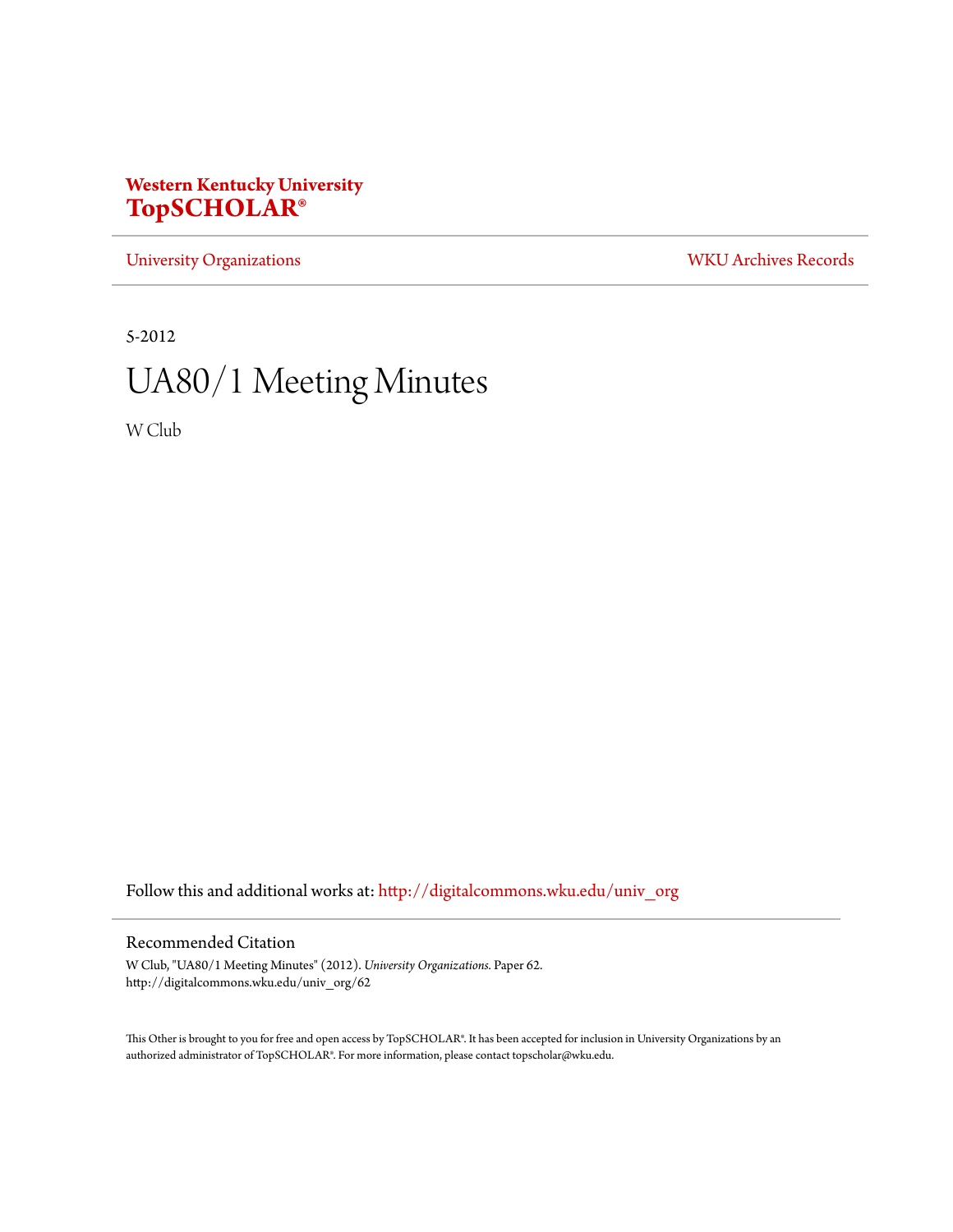**Western Kentucky University**
**TopSCHOLAR®**

University Organizations | WKU Archives Records

5-2012

# UA80/1 Meeting Minutes

W Club

Follow this and additional works at: http://digitalcommons.wku.edu/univ_org

## Recommended Citation

W Club, "UA80/1 Meeting Minutes" (2012). *University Organizations.* Paper 62.
http://digitalcommons.wku.edu/univ_org/62

This Other is brought to you for free and open access by TopSCHOLAR®. It has been accepted for inclusion in University Organizations by an authorized administrator of TopSCHOLAR®. For more information, please contact topscholar@wku.edu.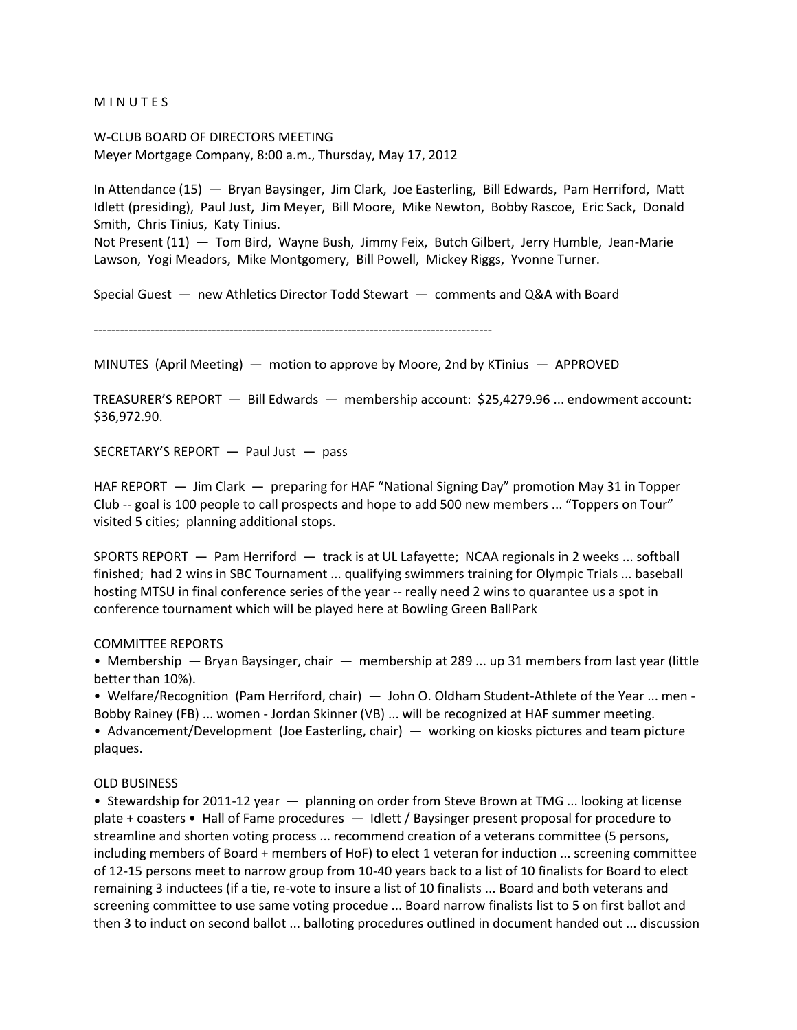M I N U T E S

W-CLUB BOARD OF DIRECTORS MEETING
Meyer Mortgage Company, 8:00 a.m., Thursday, May 17, 2012

In Attendance (15) — Bryan Baysinger, Jim Clark, Joe Easterling, Bill Edwards, Pam Herriford, Matt Idlett (presiding), Paul Just, Jim Meyer, Bill Moore, Mike Newton, Bobby Rascoe, Eric Sack, Donald Smith, Chris Tinius, Katy Tinius.
Not Present (11) — Tom Bird, Wayne Bush, Jimmy Feix, Butch Gilbert, Jerry Humble, Jean-Marie Lawson, Yogi Meadors, Mike Montgomery, Bill Powell, Mickey Riggs, Yvonne Turner.

Special Guest — new Athletics Director Todd Stewart — comments and Q&A with Board

------------------------------------------------------------------------------------------

MINUTES (April Meeting) — motion to approve by Moore, 2nd by KTinius — APPROVED

TREASURER'S REPORT — Bill Edwards — membership account: $25,4279.96 ... endowment account: $36,972.90.

SECRETARY'S REPORT — Paul Just — pass

HAF REPORT — Jim Clark — preparing for HAF "National Signing Day" promotion May 31 in Topper Club -- goal is 100 people to call prospects and hope to add 500 new members ... "Toppers on Tour" visited 5 cities; planning additional stops.

SPORTS REPORT — Pam Herriford — track is at UL Lafayette; NCAA regionals in 2 weeks ... softball finished; had 2 wins in SBC Tournament ... qualifying swimmers training for Olympic Trials ... baseball hosting MTSU in final conference series of the year -- really need 2 wins to quarantee us a spot in conference tournament which will be played here at Bowling Green BallPark

COMMITTEE REPORTS

- Membership — Bryan Baysinger, chair — membership at 289 ... up 31 members from last year (little better than 10%).
- Welfare/Recognition (Pam Herriford, chair) — John O. Oldham Student-Athlete of the Year ... men - Bobby Rainey (FB) ... women - Jordan Skinner (VB) ... will be recognized at HAF summer meeting.
- Advancement/Development (Joe Easterling, chair) — working on kiosks pictures and team picture plaques.

OLD BUSINESS

- Stewardship for 2011-12 year — planning on order from Steve Brown at TMG ... looking at license plate + coasters • Hall of Fame procedures — Idlett / Baysinger present proposal for procedure to streamline and shorten voting process ... recommend creation of a veterans committee (5 persons, including members of Board + members of HoF) to elect 1 veteran for induction ... screening committee of 12-15 persons meet to narrow group from 10-40 years back to a list of 10 finalists for Board to elect remaining 3 inductees (if a tie, re-vote to insure a list of 10 finalists ... Board and both veterans and screening committee to use same voting procedue ... Board narrow finalists list to 5 on first ballot and then 3 to induct on second ballot ... balloting procedures outlined in document handed out ... discussion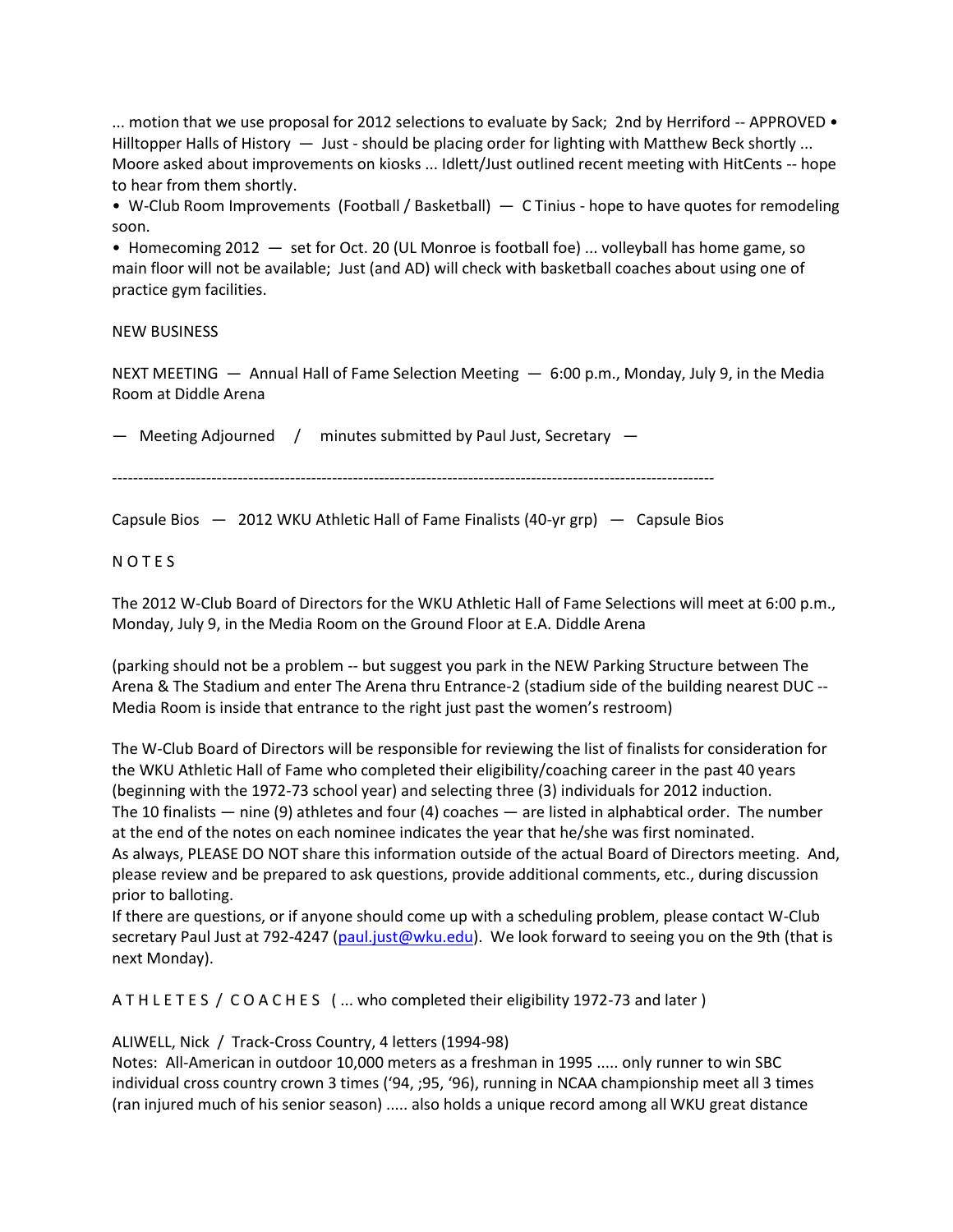... motion that we use proposal for 2012 selections to evaluate by Sack; 2nd by Herriford -- APPROVED • Hilltopper Halls of History — Just - should be placing order for lighting with Matthew Beck shortly ... Moore asked about improvements on kiosks ... Idlett/Just outlined recent meeting with HitCents -- hope to hear from them shortly.

• W-Club Room Improvements (Football / Basketball) — C Tinius - hope to have quotes for remodeling soon.

• Homecoming 2012 — set for Oct. 20 (UL Monroe is football foe) ... volleyball has home game, so main floor will not be available; Just (and AD) will check with basketball coaches about using one of practice gym facilities.

NEW BUSINESS

NEXT MEETING — Annual Hall of Fame Selection Meeting — 6:00 p.m., Monday, July 9, in the Media Room at Diddle Arena

— Meeting Adjourned / minutes submitted by Paul Just, Secretary —

---

Capsule Bios — 2012 WKU Athletic Hall of Fame Finalists (40-yr grp) — Capsule Bios

N O T E S

The 2012 W-Club Board of Directors for the WKU Athletic Hall of Fame Selections will meet at 6:00 p.m., Monday, July 9, in the Media Room on the Ground Floor at E.A. Diddle Arena

(parking should not be a problem -- but suggest you park in the NEW Parking Structure between The Arena & The Stadium and enter The Arena thru Entrance-2 (stadium side of the building nearest DUC -- Media Room is inside that entrance to the right just past the women's restroom)

The W-Club Board of Directors will be responsible for reviewing the list of finalists for consideration for the WKU Athletic Hall of Fame who completed their eligibility/coaching career in the past 40 years (beginning with the 1972-73 school year) and selecting three (3) individuals for 2012 induction.
The 10 finalists — nine (9) athletes and four (4) coaches — are listed in alphabtical order. The number at the end of the notes on each nominee indicates the year that he/she was first nominated.
As always, PLEASE DO NOT share this information outside of the actual Board of Directors meeting. And, please review and be prepared to ask questions, provide additional comments, etc., during discussion prior to balloting.
If there are questions, or if anyone should come up with a scheduling problem, please contact W-Club secretary Paul Just at 792-4247 (paul.just@wku.edu). We look forward to seeing you on the 9th (that is next Monday).

A T H L E T E S / C O A C H E S ( ... who completed their eligibility 1972-73 and later )

ALIWELL, Nick / Track-Cross Country, 4 letters (1994-98)
Notes: All-American in outdoor 10,000 meters as a freshman in 1995 ..... only runner to win SBC individual cross country crown 3 times ('94, ;95, '96), running in NCAA championship meet all 3 times (ran injured much of his senior season) ..... also holds a unique record among all WKU great distance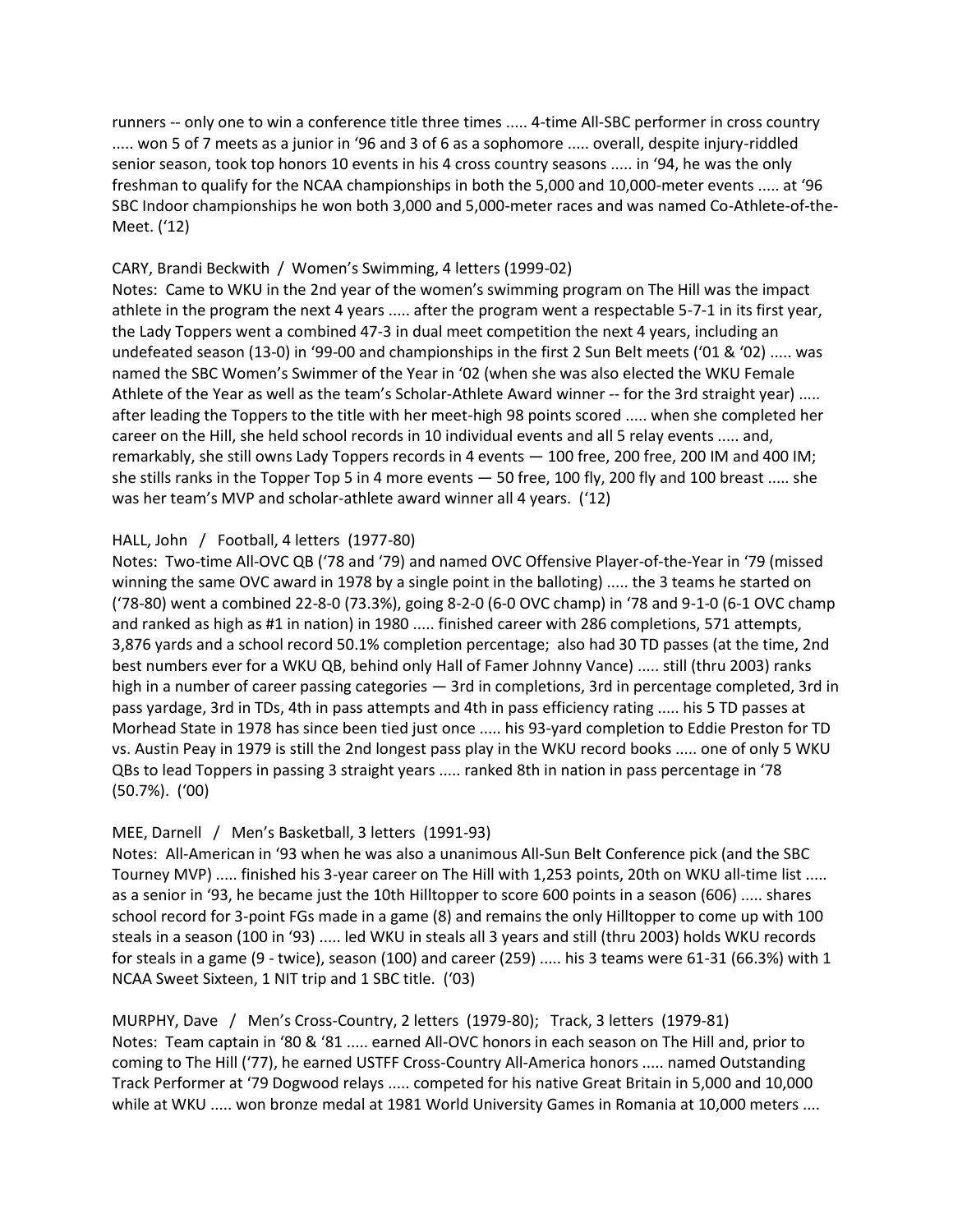runners -- only one to win a conference title three times ..... 4-time All-SBC performer in cross country ..... won 5 of 7 meets as a junior in '96 and 3 of 6 as a sophomore ..... overall, despite injury-riddled senior season, took top honors 10 events in his 4 cross country seasons ..... in '94, he was the only freshman to qualify for the NCAA championships in both the 5,000 and 10,000-meter events ..... at '96 SBC Indoor championships he won both 3,000 and 5,000-meter races and was named Co-Athlete-of-the-Meet. ('12)

CARY, Brandi Beckwith / Women's Swimming, 4 letters (1999-02)
Notes: Came to WKU in the 2nd year of the women's swimming program on The Hill was the impact athlete in the program the next 4 years ..... after the program went a respectable 5-7-1 in its first year, the Lady Toppers went a combined 47-3 in dual meet competition the next 4 years, including an undefeated season (13-0) in '99-00 and championships in the first 2 Sun Belt meets ('01 & '02) ..... was named the SBC Women's Swimmer of the Year in '02 (when she was also elected the WKU Female Athlete of the Year as well as the team's Scholar-Athlete Award winner -- for the 3rd straight year) ..... after leading the Toppers to the title with her meet-high 98 points scored ..... when she completed her career on the Hill, she held school records in 10 individual events and all 5 relay events ..... and, remarkably, she still owns Lady Toppers records in 4 events — 100 free, 200 free, 200 IM and 400 IM; she stills ranks in the Topper Top 5 in 4 more events — 50 free, 100 fly, 200 fly and 100 breast ..... she was her team's MVP and scholar-athlete award winner all 4 years. ('12)

HALL, John / Football, 4 letters (1977-80)
Notes: Two-time All-OVC QB ('78 and '79) and named OVC Offensive Player-of-the-Year in '79 (missed winning the same OVC award in 1978 by a single point in the balloting) ..... the 3 teams he started on ('78-80) went a combined 22-8-0 (73.3%), going 8-2-0 (6-0 OVC champ) in '78 and 9-1-0 (6-1 OVC champ and ranked as high as #1 in nation) in 1980 ..... finished career with 286 completions, 571 attempts, 3,876 yards and a school record 50.1% completion percentage; also had 30 TD passes (at the time, 2nd best numbers ever for a WKU QB, behind only Hall of Famer Johnny Vance) ..... still (thru 2003) ranks high in a number of career passing categories — 3rd in completions, 3rd in percentage completed, 3rd in pass yardage, 3rd in TDs, 4th in pass attempts and 4th in pass efficiency rating ..... his 5 TD passes at Morhead State in 1978 has since been tied just once ..... his 93-yard completion to Eddie Preston for TD vs. Austin Peay in 1979 is still the 2nd longest pass play in the WKU record books ..... one of only 5 WKU QBs to lead Toppers in passing 3 straight years ..... ranked 8th in nation in pass percentage in '78 (50.7%). ('00)

MEE, Darnell / Men's Basketball, 3 letters (1991-93)
Notes: All-American in '93 when he was also a unanimous All-Sun Belt Conference pick (and the SBC Tourney MVP) ..... finished his 3-year career on The Hill with 1,253 points, 20th on WKU all-time list ..... as a senior in '93, he became just the 10th Hilltopper to score 600 points in a season (606) ..... shares school record for 3-point FGs made in a game (8) and remains the only Hilltopper to come up with 100 steals in a season (100 in '93) ..... led WKU in steals all 3 years and still (thru 2003) holds WKU records for steals in a game (9 - twice), season (100) and career (259) ..... his 3 teams were 61-31 (66.3%) with 1 NCAA Sweet Sixteen, 1 NIT trip and 1 SBC title. ('03)

MURPHY, Dave / Men's Cross-Country, 2 letters (1979-80); Track, 3 letters (1979-81)
Notes: Team captain in '80 & '81 ..... earned All-OVC honors in each season on The Hill and, prior to coming to The Hill ('77), he earned USTFF Cross-Country All-America honors ..... named Outstanding Track Performer at '79 Dogwood relays ..... competed for his native Great Britain in 5,000 and 10,000 while at WKU ..... won bronze medal at 1981 World University Games in Romania at 10,000 meters ....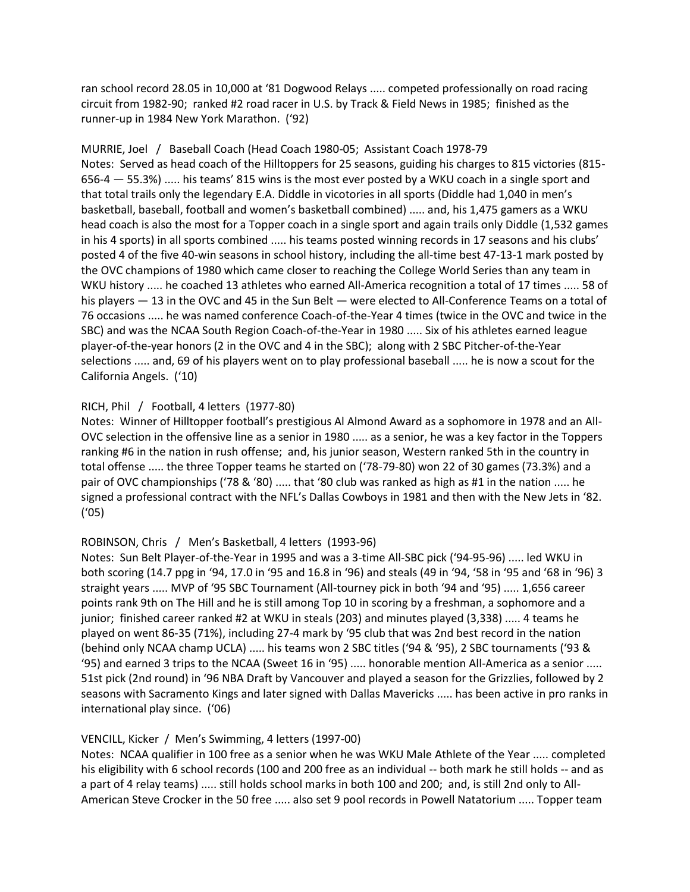ran school record 28.05 in 10,000 at '81 Dogwood Relays ..... competed professionally on road racing circuit from 1982-90; ranked #2 road racer in U.S. by Track & Field News in 1985; finished as the runner-up in 1984 New York Marathon. ('92)

MURRIE, Joel / Baseball Coach (Head Coach 1980-05; Assistant Coach 1978-79

Notes: Served as head coach of the Hilltoppers for 25 seasons, guiding his charges to 815 victories (815-656-4 — 55.3%) ..... his teams' 815 wins is the most ever posted by a WKU coach in a single sport and that total trails only the legendary E.A. Diddle in vicotories in all sports (Diddle had 1,040 in men's basketball, baseball, football and women's basketball combined) ..... and, his 1,475 gamers as a WKU head coach is also the most for a Topper coach in a single sport and again trails only Diddle (1,532 games in his 4 sports) in all sports combined ..... his teams posted winning records in 17 seasons and his clubs' posted 4 of the five 40-win seasons in school history, including the all-time best 47-13-1 mark posted by the OVC champions of 1980 which came closer to reaching the College World Series than any team in WKU history ..... he coached 13 athletes who earned All-America recognition a total of 17 times ..... 58 of his players — 13 in the OVC and 45 in the Sun Belt — were elected to All-Conference Teams on a total of 76 occasions ..... he was named conference Coach-of-the-Year 4 times (twice in the OVC and twice in the SBC) and was the NCAA South Region Coach-of-the-Year in 1980 ..... Six of his athletes earned league player-of-the-year honors (2 in the OVC and 4 in the SBC); along with 2 SBC Pitcher-of-the-Year selections ..... and, 69 of his players went on to play professional baseball ..... he is now a scout for the California Angels. ('10)

RICH, Phil / Football, 4 letters (1977-80)

Notes: Winner of Hilltopper football's prestigious Al Almond Award as a sophomore in 1978 and an All-OVC selection in the offensive line as a senior in 1980 ..... as a senior, he was a key factor in the Toppers ranking #6 in the nation in rush offense; and, his junior season, Western ranked 5th in the country in total offense ..... the three Topper teams he started on ('78-79-80) won 22 of 30 games (73.3%) and a pair of OVC championships ('78 & '80) ..... that '80 club was ranked as high as #1 in the nation ..... he signed a professional contract with the NFL's Dallas Cowboys in 1981 and then with the New Jets in '82. ('05)

ROBINSON, Chris / Men's Basketball, 4 letters (1993-96)

Notes: Sun Belt Player-of-the-Year in 1995 and was a 3-time All-SBC pick ('94-95-96) ..... led WKU in both scoring (14.7 ppg in '94, 17.0 in '95 and 16.8 in '96) and steals (49 in '94, '58 in '95 and '68 in '96) 3 straight years ..... MVP of '95 SBC Tournament (All-tourney pick in both '94 and '95) ..... 1,656 career points rank 9th on The Hill and he is still among Top 10 in scoring by a freshman, a sophomore and a junior; finished career ranked #2 at WKU in steals (203) and minutes played (3,338) ..... 4 teams he played on went 86-35 (71%), including 27-4 mark by '95 club that was 2nd best record in the nation (behind only NCAA champ UCLA) ..... his teams won 2 SBC titles ('94 & '95), 2 SBC tournaments ('93 & '95) and earned 3 trips to the NCAA (Sweet 16 in '95) ..... honorable mention All-America as a senior ..... 51st pick (2nd round) in '96 NBA Draft by Vancouver and played a season for the Grizzlies, followed by 2 seasons with Sacramento Kings and later signed with Dallas Mavericks ..... has been active in pro ranks in international play since. ('06)

VENCILL, Kicker / Men's Swimming, 4 letters (1997-00)

Notes: NCAA qualifier in 100 free as a senior when he was WKU Male Athlete of the Year ..... completed his eligibility with 6 school records (100 and 200 free as an individual -- both mark he still holds -- and as a part of 4 relay teams) ..... still holds school marks in both 100 and 200; and, is still 2nd only to All-American Steve Crocker in the 50 free ..... also set 9 pool records in Powell Natatorium ..... Topper team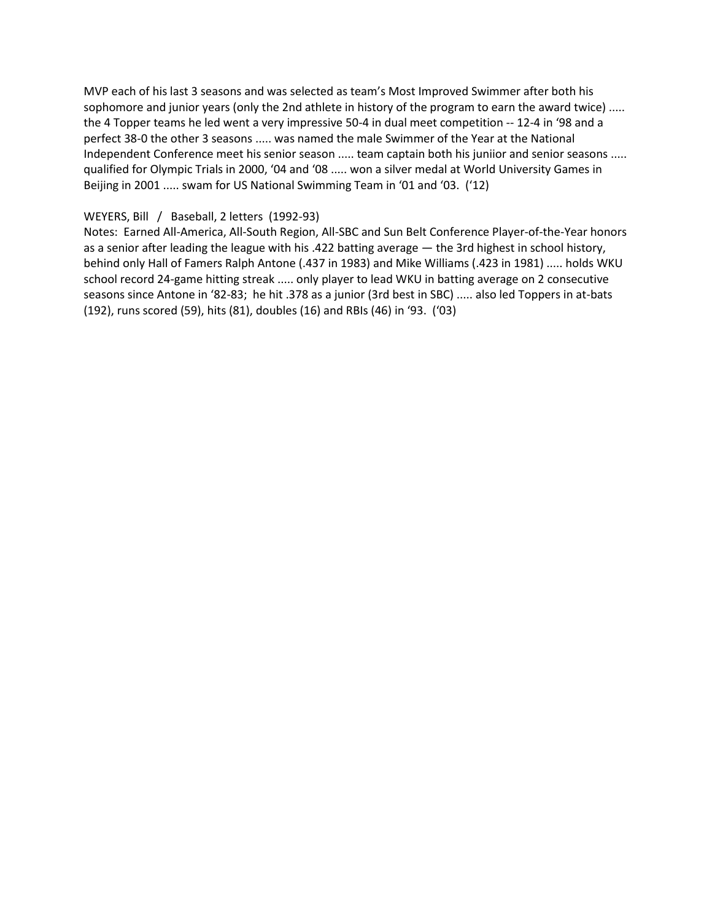MVP each of his last 3 seasons and was selected as team's Most Improved Swimmer after both his sophomore and junior years (only the 2nd athlete in history of the program to earn the award twice) ..... the 4 Topper teams he led went a very impressive 50-4 in dual meet competition -- 12-4 in '98 and a perfect 38-0 the other 3 seasons ..... was named the male Swimmer of the Year at the National Independent Conference meet his senior season ..... team captain both his juniior and senior seasons ..... qualified for Olympic Trials in 2000, '04 and '08 ..... won a silver medal at World University Games in Beijing in 2001 ..... swam for US National Swimming Team in '01 and '03. ('12)

WEYERS, Bill / Baseball, 2 letters (1992-93)
Notes: Earned All-America, All-South Region, All-SBC and Sun Belt Conference Player-of-the-Year honors as a senior after leading the league with his .422 batting average — the 3rd highest in school history, behind only Hall of Famers Ralph Antone (.437 in 1983) and Mike Williams (.423 in 1981) ..... holds WKU school record 24-game hitting streak ..... only player to lead WKU in batting average on 2 consecutive seasons since Antone in '82-83; he hit .378 as a junior (3rd best in SBC) ..... also led Toppers in at-bats (192), runs scored (59), hits (81), doubles (16) and RBIs (46) in '93. ('03)